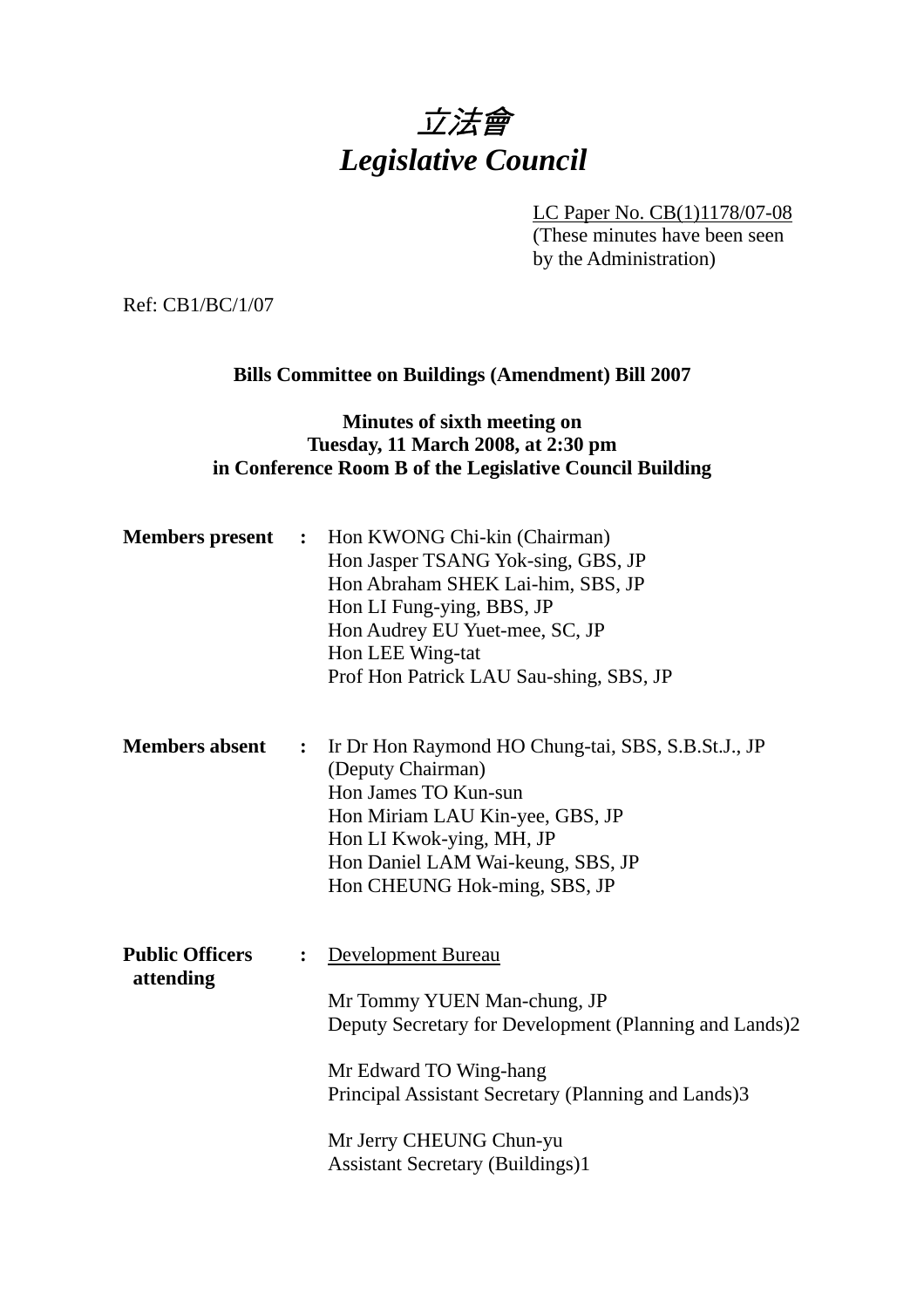# 立法會
# *Legislative Council*

LC Paper No. CB(1)1178/07-08
(These minutes have been seen by the Administration)

Ref: CB1/BC/1/07

**Bills Committee on Buildings (Amendment) Bill 2007**

**Minutes of sixth meeting on**
**Tuesday, 11 March 2008, at 2:30 pm**
**in Conference Room B of the Legislative Council Building**

**Members present** : Hon KWONG Chi-kin (Chairman)
Hon Jasper TSANG Yok-sing, GBS, JP
Hon Abraham SHEK Lai-him, SBS, JP
Hon LI Fung-ying, BBS, JP
Hon Audrey EU Yuet-mee, SC, JP
Hon LEE Wing-tat
Prof Hon Patrick LAU Sau-shing, SBS, JP

**Members absent** : Ir Dr Hon Raymond HO Chung-tai, SBS, S.B.St.J., JP (Deputy Chairman)
Hon James TO Kun-sun
Hon Miriam LAU Kin-yee, GBS, JP
Hon LI Kwok-ying, MH, JP
Hon Daniel LAM Wai-keung, SBS, JP
Hon CHEUNG Hok-ming, SBS, JP

**Public Officers attending** : Development Bureau

Mr Tommy YUEN Man-chung, JP
Deputy Secretary for Development (Planning and Lands)2

Mr Edward TO Wing-hang
Principal Assistant Secretary (Planning and Lands)3

Mr Jerry CHEUNG Chun-yu
Assistant Secretary (Buildings)1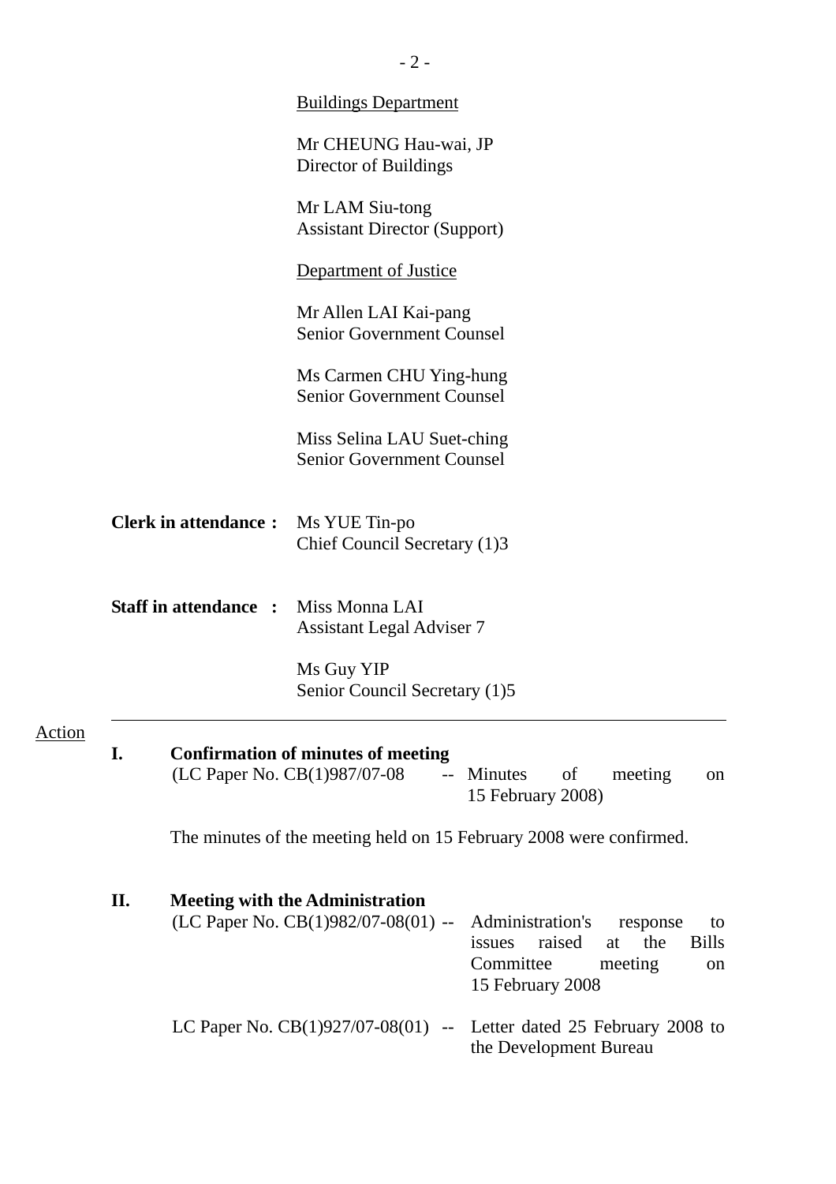Buildings Department

Mr CHEUNG Hau-wai, JP
Director of Buildings

Mr LAM Siu-tong
Assistant Director (Support)

Department of Justice

Mr Allen LAI Kai-pang
Senior Government Counsel

Ms Carmen CHU Ying-hung
Senior Government Counsel

Miss Selina LAU Suet-ching
Senior Government Counsel

**Clerk in attendance :** Ms YUE Tin-po
Chief Council Secretary (1)3

**Staff in attendance :** Miss Monna LAI
Assistant Legal Adviser 7

Ms Guy YIP
Senior Council Secretary (1)5

---

Action

## I. Confirmation of minutes of meeting

(LC Paper No. CB(1)987/07-08 -- Minutes of meeting on 15 February 2008)

The minutes of the meeting held on 15 February 2008 were confirmed.

## II. Meeting with the Administration

(LC Paper No. CB(1)982/07-08(01) -- Administration's response to issues raised at the Bills Committee meeting on 15 February 2008

LC Paper No. CB(1)927/07-08(01) -- Letter dated 25 February 2008 to the Development Bureau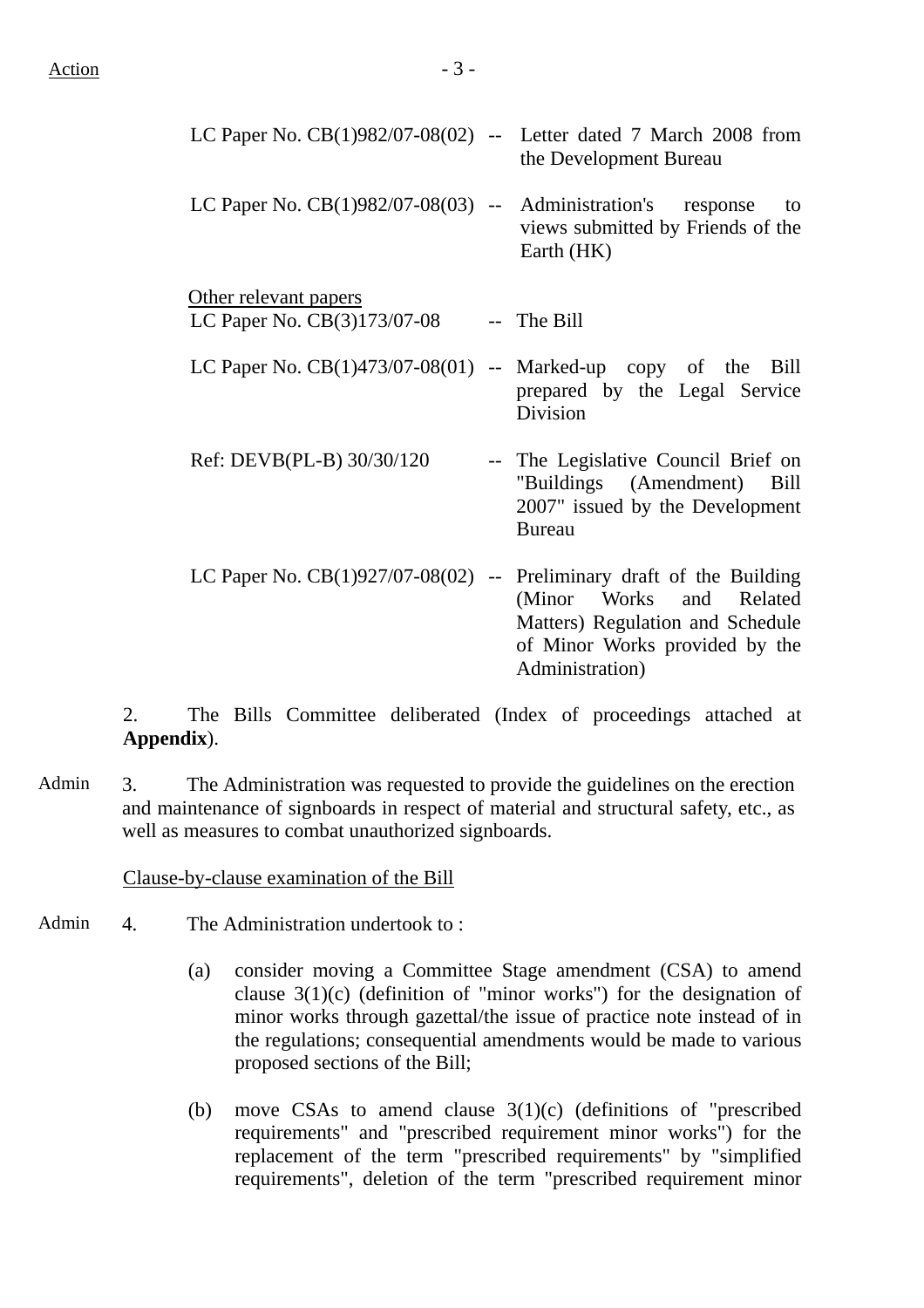| | | |
|---|---|---|
| LC Paper No. CB(1)982/07-08(02) | -- | Letter dated 7 March 2008 from the Development Bureau |
| LC Paper No. CB(1)982/07-08(03) | -- | Administration's response to views submitted by Friends of the Earth (HK) |

Other relevant papers

| | | |
|---|---|---|
| LC Paper No. CB(3)173/07-08 | -- | The Bill |
| LC Paper No. CB(1)473/07-08(01) | -- | Marked-up copy of the Bill prepared by the Legal Service Division |
| Ref: DEVB(PL-B) 30/30/120 | -- | The Legislative Council Brief on "Buildings (Amendment) Bill 2007" issued by the Development Bureau |
| LC Paper No. CB(1)927/07-08(02) | -- | Preliminary draft of the Building (Minor Works and Related Matters) Regulation and Schedule of Minor Works provided by the Administration) |

2. The Bills Committee deliberated (Index of proceedings attached at **Appendix**).

Admin

3. The Administration was requested to provide the guidelines on the erection and maintenance of signboards in respect of material and structural safety, etc., as well as measures to combat unauthorized signboards.

Clause-by-clause examination of the Bill

Admin

4. The Administration undertook to :

(a) consider moving a Committee Stage amendment (CSA) to amend clause 3(1)(c) (definition of "minor works") for the designation of minor works through gazettal/the issue of practice note instead of in the regulations; consequential amendments would be made to various proposed sections of the Bill;

(b) move CSAs to amend clause 3(1)(c) (definitions of "prescribed requirements" and "prescribed requirement minor works") for the replacement of the term "prescribed requirements" by "simplified requirements", deletion of the term "prescribed requirement minor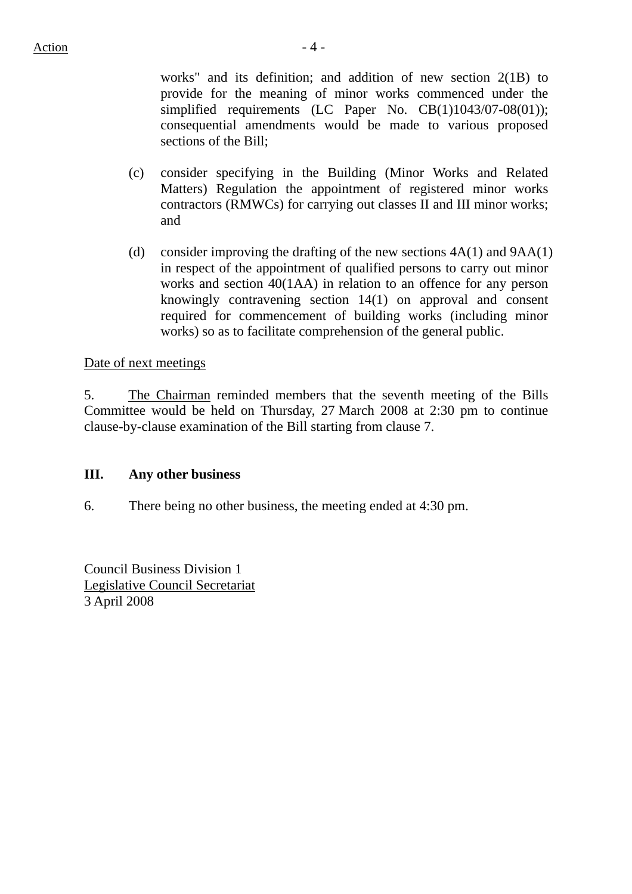works" and its definition; and addition of new section 2(1B) to provide for the meaning of minor works commenced under the simplified requirements (LC Paper No. CB(1)1043/07-08(01)); consequential amendments would be made to various proposed sections of the Bill;

(c) consider specifying in the Building (Minor Works and Related Matters) Regulation the appointment of registered minor works contractors (RMWCs) for carrying out classes II and III minor works; and

(d) consider improving the drafting of the new sections 4A(1) and 9AA(1) in respect of the appointment of qualified persons to carry out minor works and section 40(1AA) in relation to an offence for any person knowingly contravening section 14(1) on approval and consent required for commencement of building works (including minor works) so as to facilitate comprehension of the general public.

Date of next meetings

5. The Chairman reminded members that the seventh meeting of the Bills Committee would be held on Thursday, 27 March 2008 at 2:30 pm to continue clause-by-clause examination of the Bill starting from clause 7.

**III. Any other business**

6. There being no other business, the meeting ended at 4:30 pm.

Council Business Division 1
Legislative Council Secretariat
3 April 2008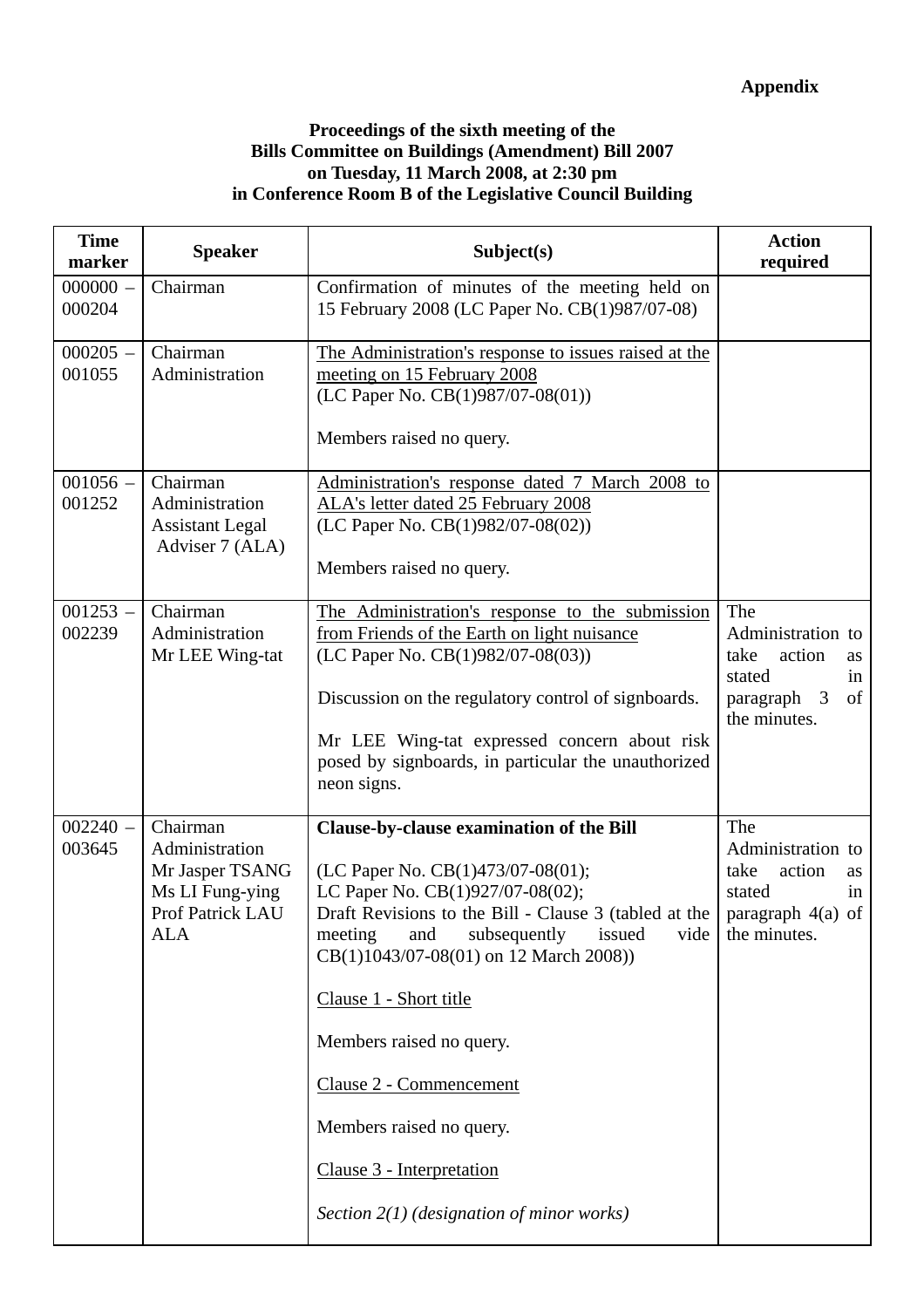**Appendix**

**Proceedings of the sixth meeting of the Bills Committee on Buildings (Amendment) Bill 2007 on Tuesday, 11 March 2008, at 2:30 pm in Conference Room B of the Legislative Council Building**

| Time marker | Speaker | Subject(s) | Action required |
|---|---|---|---|
| 000000 – 000204 | Chairman | Confirmation of minutes of the meeting held on 15 February 2008 (LC Paper No. CB(1)987/07-08) | |
| 000205 – 001055 | Chairman<br>Administration | <u>The Administration's response to issues raised at the meeting on 15 February 2008</u><br>(LC Paper No. CB(1)987/07-08(01))<br><br>Members raised no query. | |
| 001056 – 001252 | Chairman<br>Administration<br>Assistant Legal Adviser 7 (ALA) | <u>Administration's response dated 7 March 2008 to ALA's letter dated 25 February 2008</u><br>(LC Paper No. CB(1)982/07-08(02))<br><br>Members raised no query. | |
| 001253 – 002239 | Chairman<br>Administration<br>Mr LEE Wing-tat | <u>The Administration's response to the submission from Friends of the Earth on light nuisance</u><br>(LC Paper No. CB(1)982/07-08(03))<br><br>Discussion on the regulatory control of signboards.<br><br>Mr LEE Wing-tat expressed concern about risk posed by signboards, in particular the unauthorized neon signs. | The Administration to take action as stated in paragraph 3 of the minutes. |
| 002240 – 003645 | Chairman<br>Administration<br>Mr Jasper TSANG<br>Ms LI Fung-ying<br>Prof Patrick LAU<br>ALA | **Clause-by-clause examination of the Bill**<br><br>(LC Paper No. CB(1)473/07-08(01);<br>LC Paper No. CB(1)927/07-08(02);<br>Draft Revisions to the Bill - Clause 3 (tabled at the meeting and subsequently issued vide CB(1)1043/07-08(01) on 12 March 2008))<br><br><u>Clause 1 - Short title</u><br><br>Members raised no query.<br><br><u>Clause 2 - Commencement</u><br><br>Members raised no query.<br><br><u>Clause 3 - Interpretation</u><br><br>*Section 2(1) (designation of minor works)* | The Administration to take action as stated in paragraph 4(a) of the minutes. |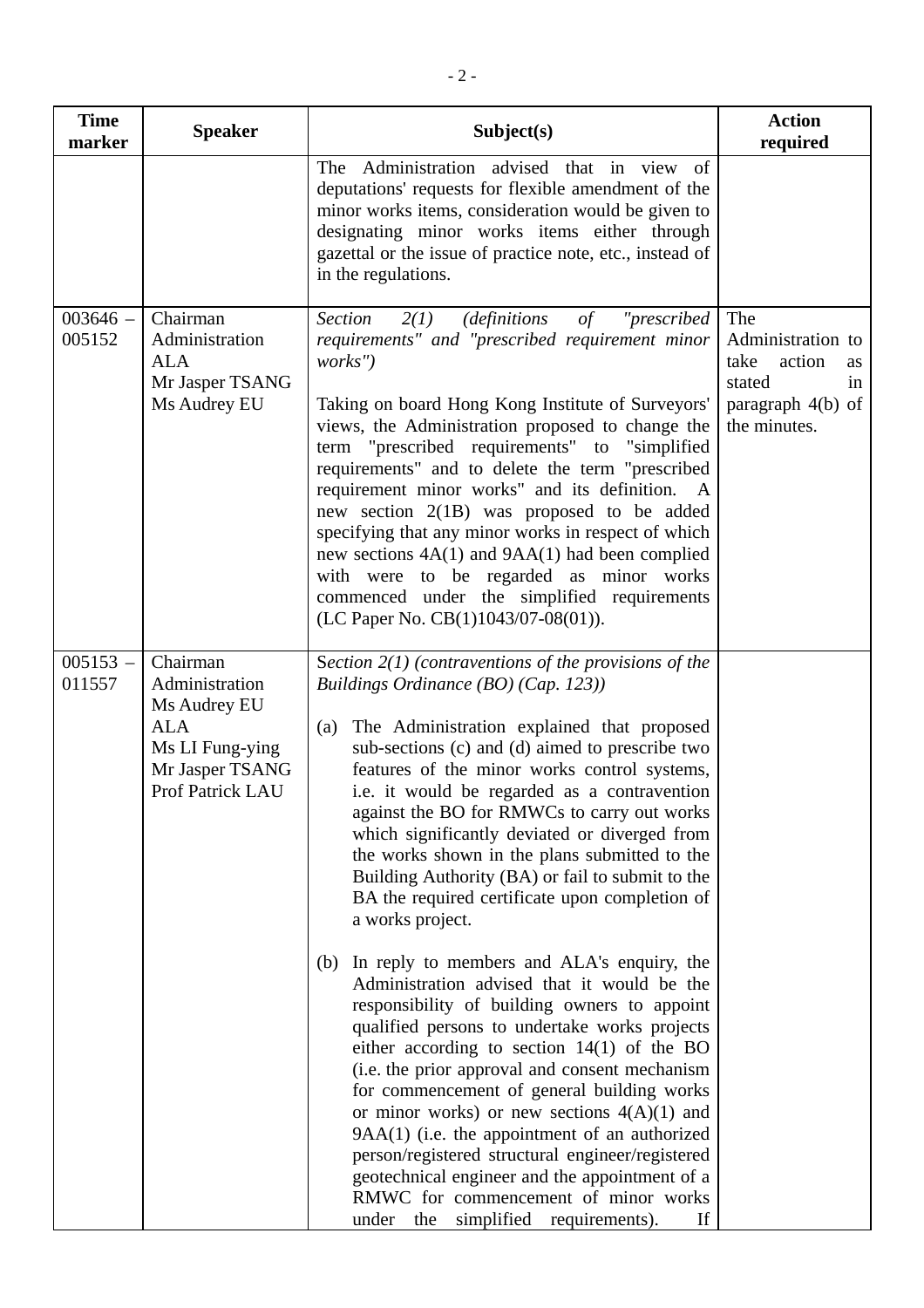| Time marker | Speaker | Subject(s) | Action required |
|---|---|---|---|
| | | The Administration advised that in view of deputations' requests for flexible amendment of the minor works items, consideration would be given to designating minor works items either through gazettal or the issue of practice note, etc., instead of in the regulations. | |
| 003646 – 005152 | Chairman<br>Administration<br>ALA<br>Mr Jasper TSANG<br>Ms Audrey EU | *Section 2(1) (definitions of "prescribed requirements" and "prescribed requirement minor works")*<br><br>Taking on board Hong Kong Institute of Surveyors' views, the Administration proposed to change the term "prescribed requirements" to "simplified requirements" and to delete the term "prescribed requirement minor works" and its definition. A new section 2(1B) was proposed to be added specifying that any minor works in respect of which new sections 4A(1) and 9AA(1) had been complied with were to be regarded as minor works commenced under the simplified requirements (LC Paper No. CB(1)1043/07-08(01)). | The Administration to take action as stated in paragraph 4(b) of the minutes. |
| 005153 – 011557 | Chairman<br>Administration<br>Ms Audrey EU<br>ALA<br>Ms LI Fung-ying<br>Mr Jasper TSANG<br>Prof Patrick LAU | S*ection 2(1) (contraventions of the provisions of the Buildings Ordinance (BO) (Cap. 123))*<br><br>(a) The Administration explained that proposed sub-sections (c) and (d) aimed to prescribe two features of the minor works control systems, i.e. it would be regarded as a contravention against the BO for RMWCs to carry out works which significantly deviated or diverged from the works shown in the plans submitted to the Building Authority (BA) or fail to submit to the BA the required certificate upon completion of a works project.<br><br>(b) In reply to members and ALA's enquiry, the Administration advised that it would be the responsibility of building owners to appoint qualified persons to undertake works projects either according to section 14(1) of the BO (i.e. the prior approval and consent mechanism for commencement of general building works or minor works) or new sections 4(A)(1) and 9AA(1) (i.e. the appointment of an authorized person/registered structural engineer/registered geotechnical engineer and the appointment of a RMWC for commencement of minor works under the simplified requirements). If | |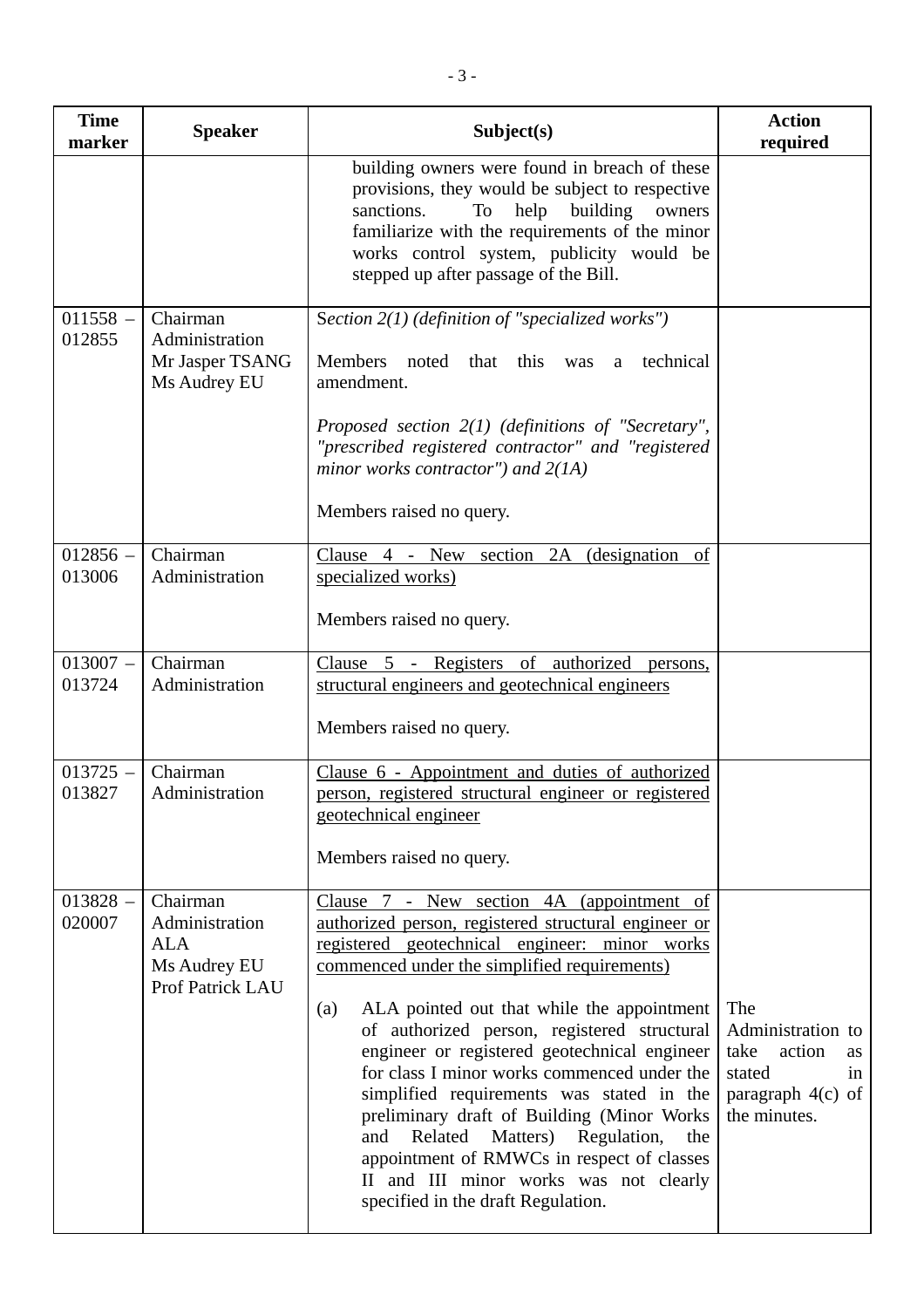| Time marker | Speaker | Subject(s) | Action required |
|---|---|---|---|
| | | building owners were found in breach of these provisions, they would be subject to respective sanctions. To help building owners familiarize with the requirements of the minor works control system, publicity would be stepped up after passage of the Bill. | |
| 011558 – 012855 | Chairman<br>Administration<br>Mr Jasper TSANG<br>Ms Audrey EU | *Section 2(1) (definition of "specialized works")*<br><br>Members noted that this was a technical amendment.<br><br>*Proposed section 2(1) (definitions of "Secretary", "prescribed registered contractor" and "registered minor works contractor") and 2(1A)*<br><br>Members raised no query. | |
| 012856 – 013006 | Chairman<br>Administration | Clause 4 - New section 2A (designation of specialized works)<br><br>Members raised no query. | |
| 013007 – 013724 | Chairman<br>Administration | Clause 5 - Registers of authorized persons, structural engineers and geotechnical engineers<br><br>Members raised no query. | |
| 013725 – 013827 | Chairman<br>Administration | Clause 6 - Appointment and duties of authorized person, registered structural engineer or registered geotechnical engineer<br><br>Members raised no query. | |
| 013828 – 020007 | Chairman<br>Administration<br>ALA<br>Ms Audrey EU<br>Prof Patrick LAU | Clause 7 - New section 4A (appointment of authorized person, registered structural engineer or registered geotechnical engineer: minor works commenced under the simplified requirements)<br><br>(a) ALA pointed out that while the appointment of authorized person, registered structural engineer or registered geotechnical engineer for class I minor works commenced under the simplified requirements was stated in the preliminary draft of Building (Minor Works and Related Matters) Regulation, the appointment of RMWCs in respect of classes II and III minor works was not clearly specified in the draft Regulation. | The Administration to take action as stated in paragraph 4(c) of the minutes. |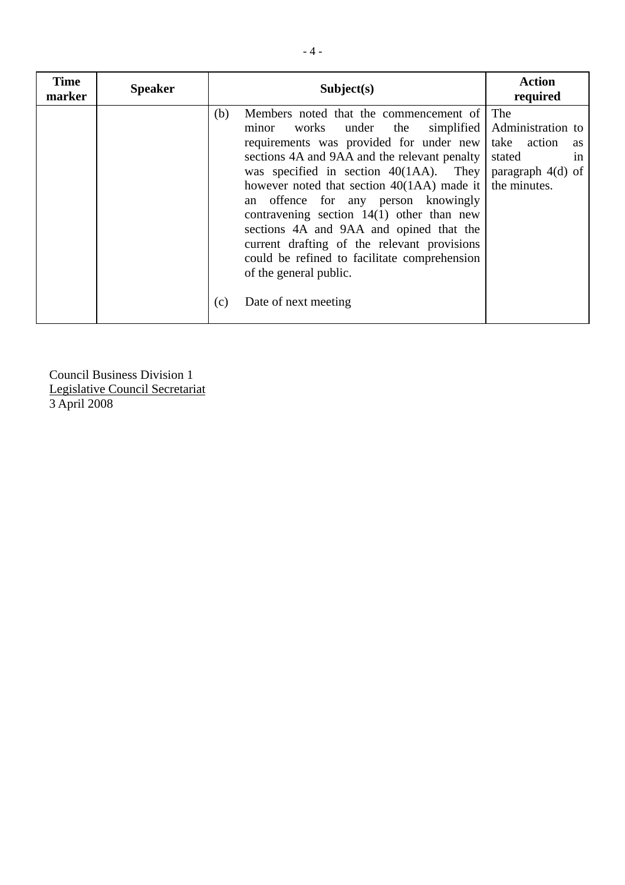| Time marker | Speaker | Subject(s) | Action required |
|---|---|---|---|
| | | (b) Members noted that the commencement of minor works under the simplified requirements was provided for under new sections 4A and 9AA and the relevant penalty was specified in section 40(1AA). They however noted that section 40(1AA) made it an offence for any person knowingly contravening section 14(1) other than new sections 4A and 9AA and opined that the current drafting of the relevant provisions could be refined to facilitate comprehension of the general public.<br><br>(c) Date of next meeting | The Administration to take action as stated in paragraph 4(d) of the minutes. |

Council Business Division 1
Legislative Council Secretariat
3 April 2008